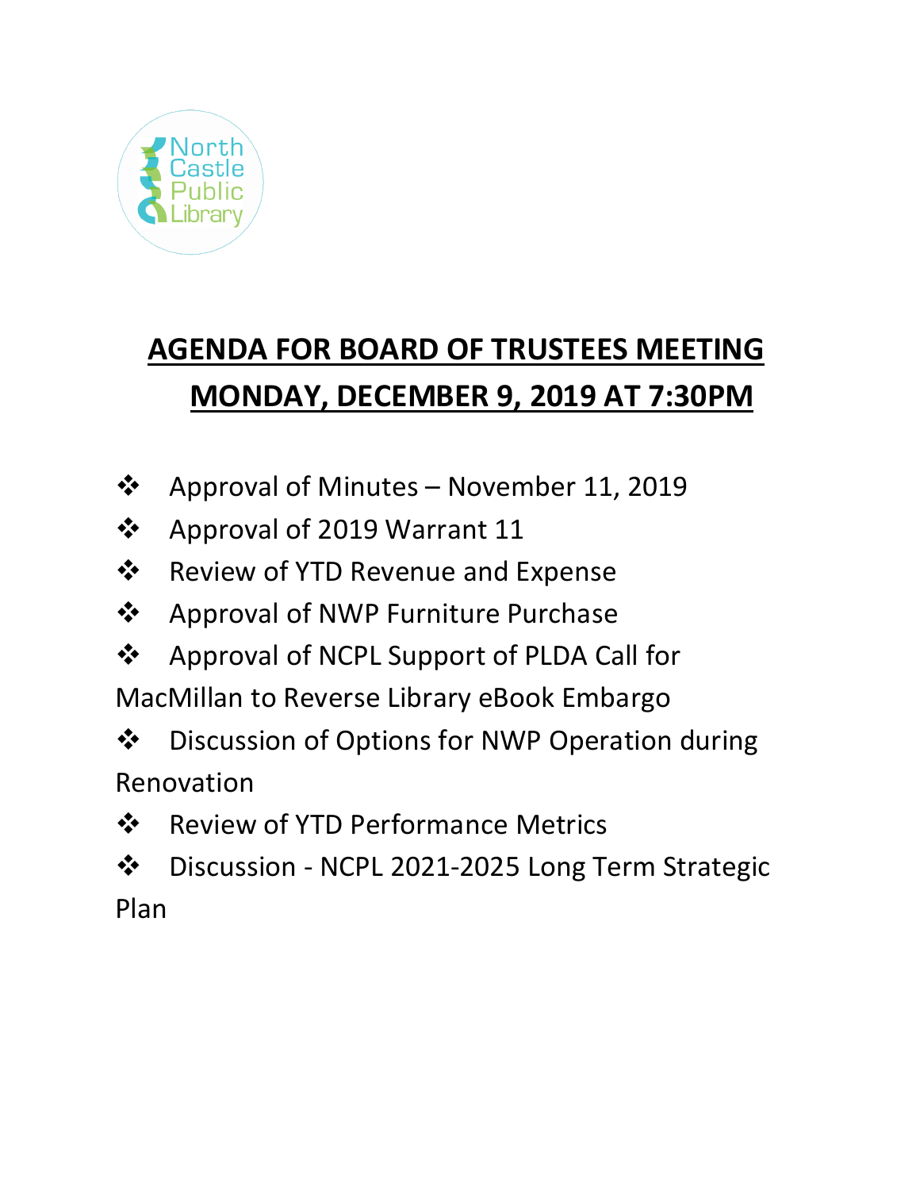North Castle Public Library

# AGENDA FOR BOARD OF TRUSTEES MEETING
# MONDAY, DECEMBER 9, 2019 AT 7:30PM

- Approval of Minutes – November 11, 2019
- Approval of 2019 Warrant 11
- Review of YTD Revenue and Expense
- Approval of NWP Furniture Purchase
- Approval of NCPL Support of PLDA Call for MacMillan to Reverse Library eBook Embargo
- Discussion of Options for NWP Operation during Renovation
- Review of YTD Performance Metrics
- Discussion - NCPL 2021-2025 Long Term Strategic Plan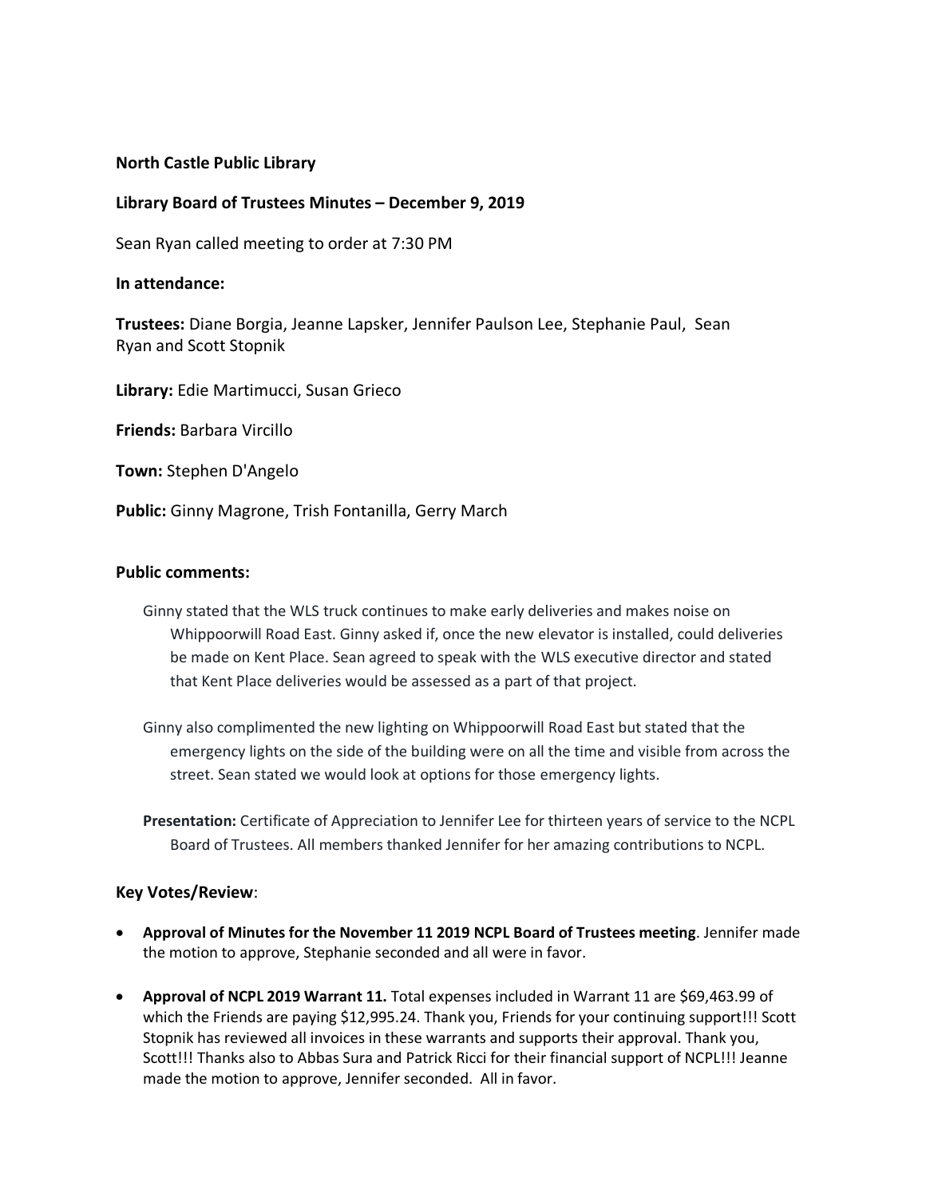**North Castle Public Library**

**Library Board of Trustees Minutes – December 9, 2019**

Sean Ryan called meeting to order at 7:30 PM

**In attendance:**

**Trustees:** Diane Borgia, Jeanne Lapsker, Jennifer Paulson Lee, Stephanie Paul, Sean Ryan and Scott Stopnik

**Library:** Edie Martimucci, Susan Grieco

**Friends:** Barbara Vircillo

**Town:** Stephen D'Angelo

**Public:** Ginny Magrone, Trish Fontanilla, Gerry March

### Public comments:

Ginny stated that the WLS truck continues to make early deliveries and makes noise on Whippoorwill Road East. Ginny asked if, once the new elevator is installed, could deliveries be made on Kent Place. Sean agreed to speak with the WLS executive director and stated that Kent Place deliveries would be assessed as a part of that project.

Ginny also complimented the new lighting on Whippoorwill Road East but stated that the emergency lights on the side of the building were on all the time and visible from across the street. Sean stated we would look at options for those emergency lights.

**Presentation:** Certificate of Appreciation to Jennifer Lee for thirteen years of service to the NCPL Board of Trustees. All members thanked Jennifer for her amazing contributions to NCPL.

### Key Votes/Review:

- **Approval of Minutes for the November 11 2019 NCPL Board of Trustees meeting**. Jennifer made the motion to approve, Stephanie seconded and all were in favor.
- **Approval of NCPL 2019 Warrant 11.** Total expenses included in Warrant 11 are $69,463.99 of which the Friends are paying $12,995.24. Thank you, Friends for your continuing support!!! Scott Stopnik has reviewed all invoices in these warrants and supports their approval. Thank you, Scott!!! Thanks also to Abbas Sura and Patrick Ricci for their financial support of NCPL!!! Jeanne made the motion to approve, Jennifer seconded. All in favor.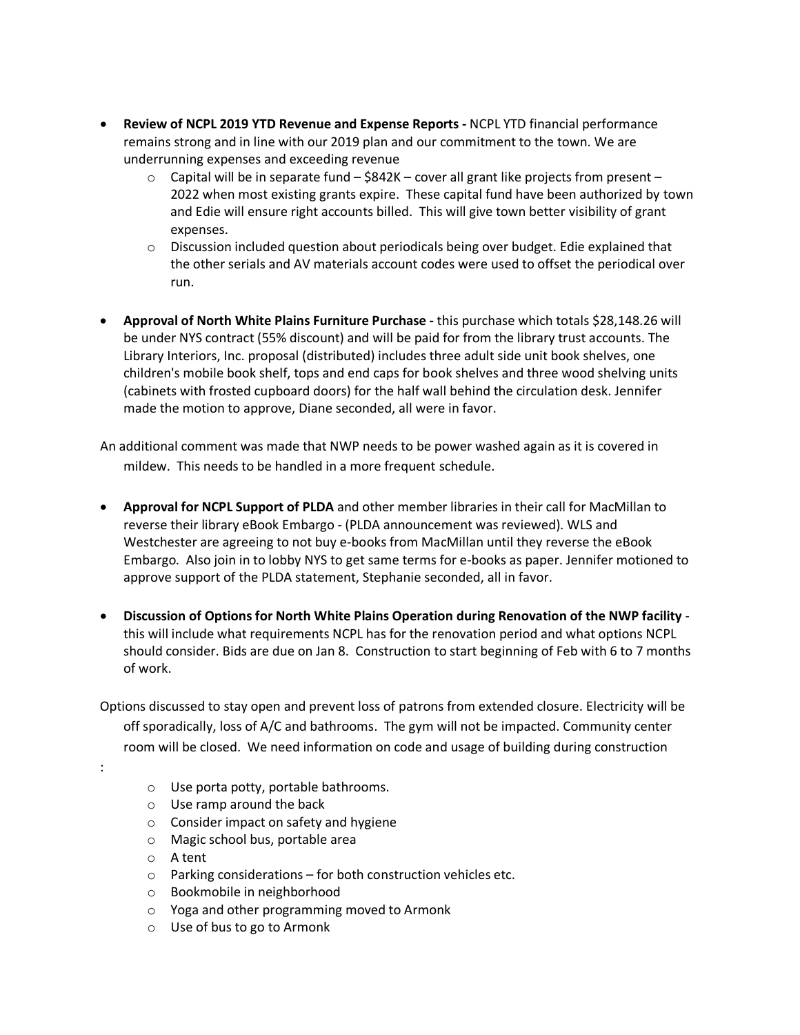- **Review of NCPL 2019 YTD Revenue and Expense Reports -** NCPL YTD financial performance remains strong and in line with our 2019 plan and our commitment to the town. We are underrunning expenses and exceeding revenue
  - Capital will be in separate fund – $842K – cover all grant like projects from present – 2022 when most existing grants expire. These capital fund have been authorized by town and Edie will ensure right accounts billed. This will give town better visibility of grant expenses.
  - Discussion included question about periodicals being over budget. Edie explained that the other serials and AV materials account codes were used to offset the periodical over run.

- **Approval of North White Plains Furniture Purchase -** this purchase which totals $28,148.26 will be under NYS contract (55% discount) and will be paid for from the library trust accounts. The Library Interiors, Inc. proposal (distributed) includes three adult side unit book shelves, one children's mobile book shelf, tops and end caps for book shelves and three wood shelving units (cabinets with frosted cupboard doors) for the half wall behind the circulation desk. Jennifer made the motion to approve, Diane seconded, all were in favor.

An additional comment was made that NWP needs to be power washed again as it is covered in mildew. This needs to be handled in a more frequent schedule.

- **Approval for NCPL Support of PLDA** and other member libraries in their call for MacMillan to reverse their library eBook Embargo - (PLDA announcement was reviewed). WLS and Westchester are agreeing to not buy e-books from MacMillan until they reverse the eBook Embargo. Also join in to lobby NYS to get same terms for e-books as paper. Jennifer motioned to approve support of the PLDA statement, Stephanie seconded, all in favor.

- **Discussion of Options for North White Plains Operation during Renovation of the NWP facility** - this will include what requirements NCPL has for the renovation period and what options NCPL should consider. Bids are due on Jan 8. Construction to start beginning of Feb with 6 to 7 months of work.

Options discussed to stay open and prevent loss of patrons from extended closure. Electricity will be off sporadically, loss of A/C and bathrooms. The gym will not be impacted. Community center room will be closed. We need information on code and usage of building during construction

:

- Use porta potty, portable bathrooms.
- Use ramp around the back
- Consider impact on safety and hygiene
- Magic school bus, portable area
- A tent
- Parking considerations – for both construction vehicles etc.
- Bookmobile in neighborhood
- Yoga and other programming moved to Armonk
- Use of bus to go to Armonk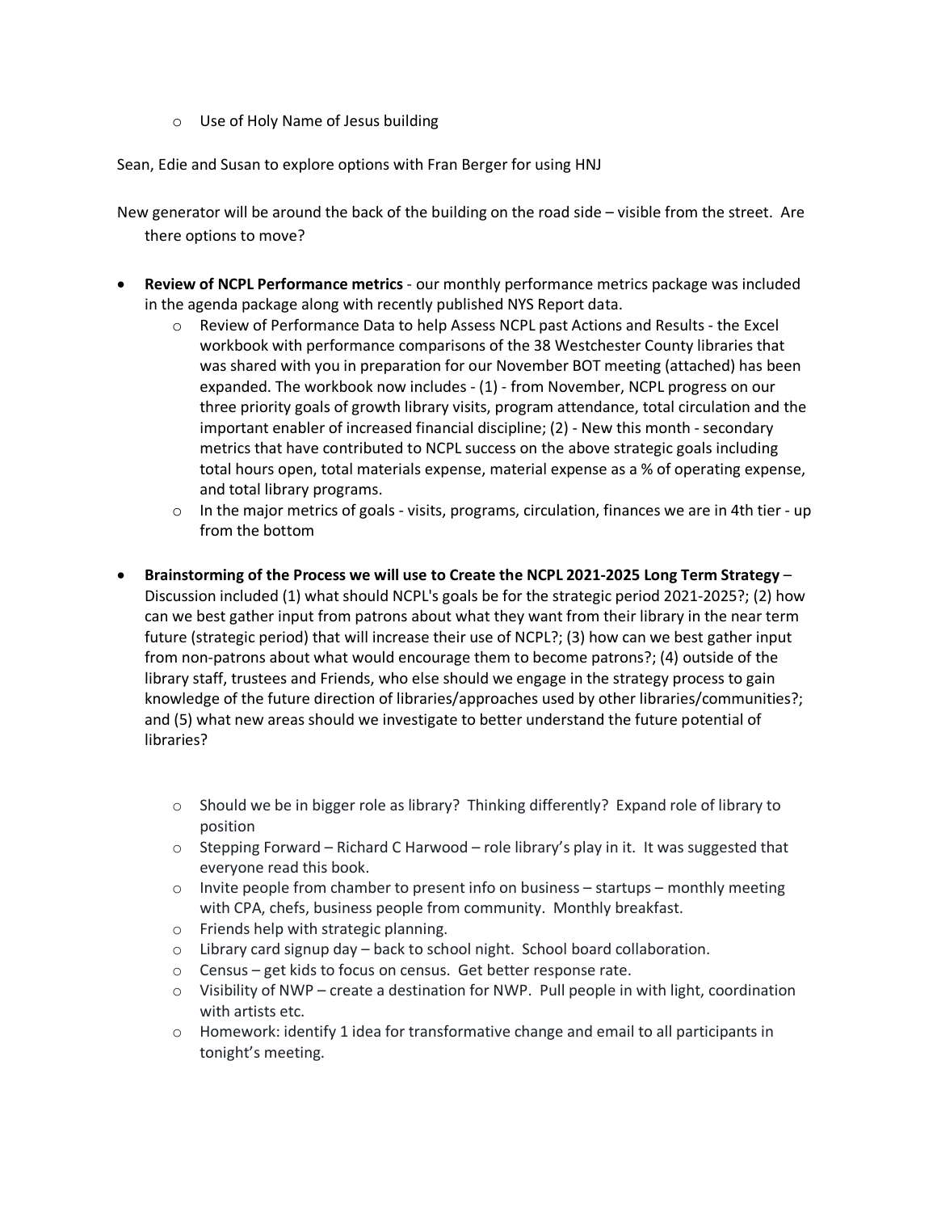- Use of Holy Name of Jesus building

Sean, Edie and Susan to explore options with Fran Berger for using HNJ

New generator will be around the back of the building on the road side – visible from the street. Are there options to move?

- **Review of NCPL Performance metrics** - our monthly performance metrics package was included in the agenda package along with recently published NYS Report data.
  - Review of Performance Data to help Assess NCPL past Actions and Results - the Excel workbook with performance comparisons of the 38 Westchester County libraries that was shared with you in preparation for our November BOT meeting (attached) has been expanded. The workbook now includes - (1) - from November, NCPL progress on our three priority goals of growth library visits, program attendance, total circulation and the important enabler of increased financial discipline; (2) - New this month - secondary metrics that have contributed to NCPL success on the above strategic goals including total hours open, total materials expense, material expense as a % of operating expense, and total library programs.
  - In the major metrics of goals - visits, programs, circulation, finances we are in 4th tier - up from the bottom

- **Brainstorming of the Process we will use to Create the NCPL 2021-2025 Long Term Strategy** – Discussion included (1) what should NCPL's goals be for the strategic period 2021-2025?; (2) how can we best gather input from patrons about what they want from their library in the near term future (strategic period) that will increase their use of NCPL?; (3) how can we best gather input from non-patrons about what would encourage them to become patrons?; (4) outside of the library staff, trustees and Friends, who else should we engage in the strategy process to gain knowledge of the future direction of libraries/approaches used by other libraries/communities?; and (5) what new areas should we investigate to better understand the future potential of libraries?

  - Should we be in bigger role as library? Thinking differently? Expand role of library to position
  - Stepping Forward – Richard C Harwood – role library's play in it. It was suggested that everyone read this book.
  - Invite people from chamber to present info on business – startups – monthly meeting with CPA, chefs, business people from community. Monthly breakfast.
  - Friends help with strategic planning.
  - Library card signup day – back to school night. School board collaboration.
  - Census – get kids to focus on census. Get better response rate.
  - Visibility of NWP – create a destination for NWP. Pull people in with light, coordination with artists etc.
  - Homework: identify 1 idea for transformative change and email to all participants in tonight's meeting.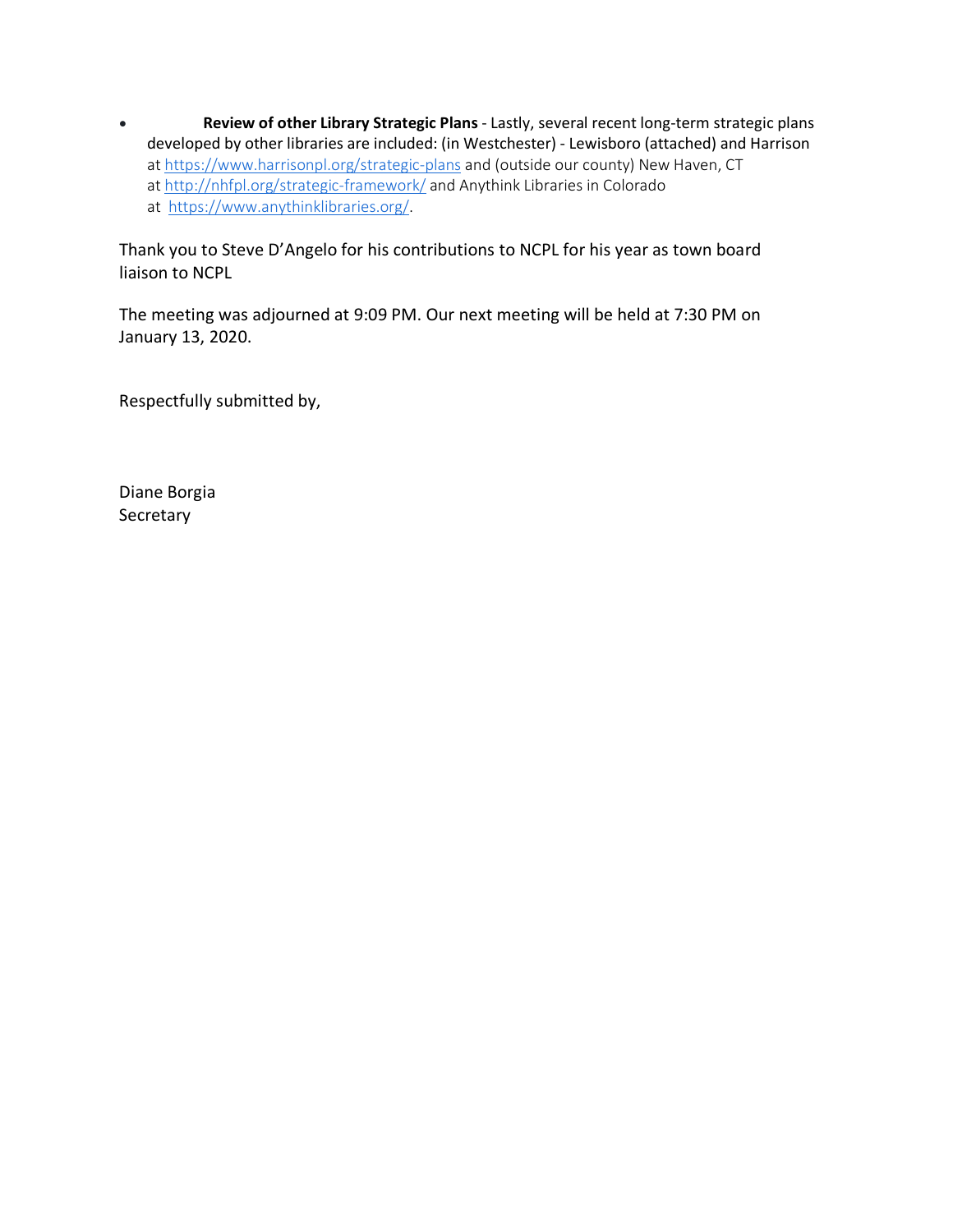- **Review of other Library Strategic Plans** - Lastly, several recent long-term strategic plans developed by other libraries are included: (in Westchester) - Lewisboro (attached) and Harrison at https://www.harrisonpl.org/strategic-plans and (outside our county) New Haven, CT at http://nhfpl.org/strategic-framework/ and Anythink Libraries in Colorado at https://www.anythinklibraries.org/.

Thank you to Steve D'Angelo for his contributions to NCPL for his year as town board liaison to NCPL

The meeting was adjourned at 9:09 PM. Our next meeting will be held at 7:30 PM on January 13, 2020.

Respectfully submitted by,

Diane Borgia
Secretary